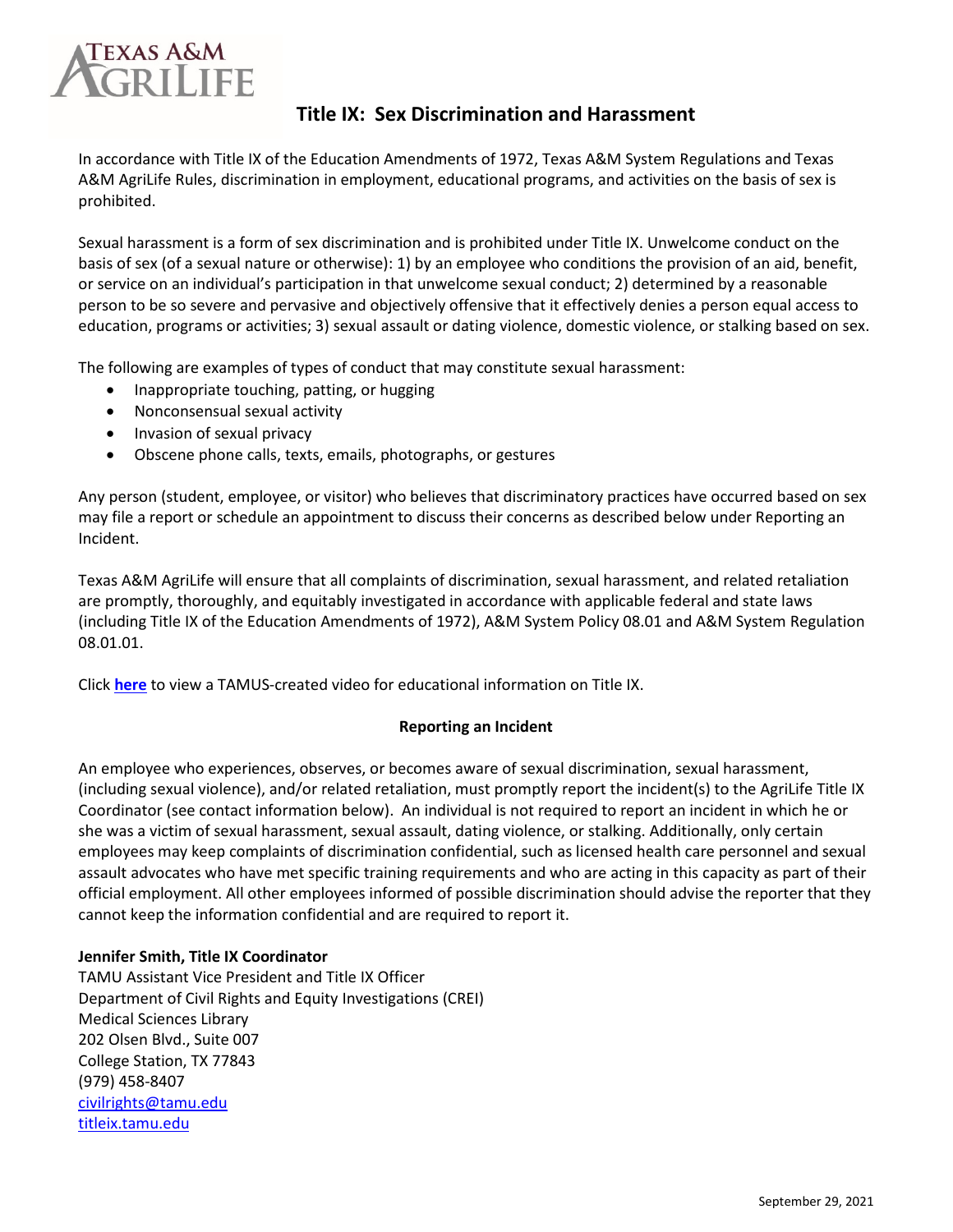TEXAS A&M AGRILIFE

# Title IX: Sex Discrimination and Harassment

In accordance with Title IX of the Education Amendments of 1972, Texas A&M System Regulations and Texas A&M AgriLife Rules, discrimination in employment, educational programs, and activities on the basis of sex is prohibited.

Sexual harassment is a form of sex discrimination and is prohibited under Title IX. Unwelcome conduct on the basis of sex (of a sexual nature or otherwise): 1) by an employee who conditions the provision of an aid, benefit, or service on an individual's participation in that unwelcome sexual conduct; 2) determined by a reasonable person to be so severe and pervasive and objectively offensive that it effectively denies a person equal access to education, programs or activities; 3) sexual assault or dating violence, domestic violence, or stalking based on sex.

The following are examples of types of conduct that may constitute sexual harassment:

- Inappropriate touching, patting, or hugging
- Nonconsensual sexual activity
- Invasion of sexual privacy
- Obscene phone calls, texts, emails, photographs, or gestures

Any person (student, employee, or visitor) who believes that discriminatory practices have occurred based on sex may file a report or schedule an appointment to discuss their concerns as described below under Reporting an Incident.

Texas A&M AgriLife will ensure that all complaints of discrimination, sexual harassment, and related retaliation are promptly, thoroughly, and equitably investigated in accordance with applicable federal and state laws (including Title IX of the Education Amendments of 1972), A&M System Policy 08.01 and A&M System Regulation 08.01.01.

Click **here** to view a TAMUS-created video for educational information on Title IX.

## Reporting an Incident

An employee who experiences, observes, or becomes aware of sexual discrimination, sexual harassment, (including sexual violence), and/or related retaliation, must promptly report the incident(s) to the AgriLife Title IX Coordinator (see contact information below). An individual is not required to report an incident in which he or she was a victim of sexual harassment, sexual assault, dating violence, or stalking. Additionally, only certain employees may keep complaints of discrimination confidential, such as licensed health care personnel and sexual assault advocates who have met specific training requirements and who are acting in this capacity as part of their official employment. All other employees informed of possible discrimination should advise the reporter that they cannot keep the information confidential and are required to report it.

**Jennifer Smith, Title IX Coordinator**
TAMU Assistant Vice President and Title IX Officer
Department of Civil Rights and Equity Investigations (CREI)
Medical Sciences Library
202 Olsen Blvd., Suite 007
College Station, TX 77843
(979) 458-8407
civilrights@tamu.edu
titleix.tamu.edu

September 29, 2021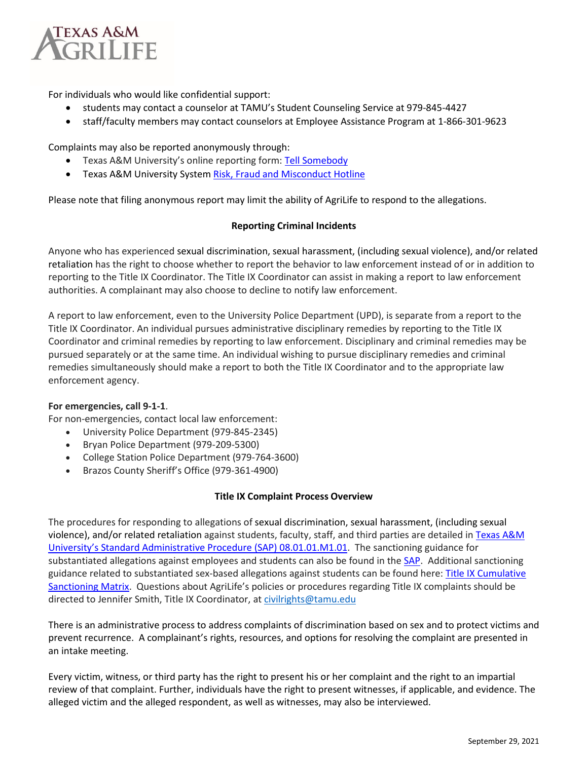For individuals who would like confidential support:

- students may contact a counselor at TAMU's Student Counseling Service at 979-845-4427
- staff/faculty members may contact counselors at Employee Assistance Program at 1-866-301-9623

Complaints may also be reported anonymously through:

- Texas A&M University's online reporting form: [Tell Somebody]
- Texas A&M University System [Risk, Fraud and Misconduct Hotline]

Please note that filing anonymous report may limit the ability of AgriLife to respond to the allegations.

## Reporting Criminal Incidents

Anyone who has experienced sexual discrimination, sexual harassment, (including sexual violence), and/or related retaliation has the right to choose whether to report the behavior to law enforcement instead of or in addition to reporting to the Title IX Coordinator. The Title IX Coordinator can assist in making a report to law enforcement authorities. A complainant may also choose to decline to notify law enforcement.

A report to law enforcement, even to the University Police Department (UPD), is separate from a report to the Title IX Coordinator. An individual pursues administrative disciplinary remedies by reporting to the Title IX Coordinator and criminal remedies by reporting to law enforcement. Disciplinary and criminal remedies may be pursued separately or at the same time. An individual wishing to pursue disciplinary remedies and criminal remedies simultaneously should make a report to both the Title IX Coordinator and to the appropriate law enforcement agency.

**For emergencies, call 9-1-1**.

For non-emergencies, contact local law enforcement:

- University Police Department (979-845-2345)
- Bryan Police Department (979-209-5300)
- College Station Police Department (979-764-3600)
- Brazos County Sheriff's Office (979-361-4900)

## Title IX Complaint Process Overview

The procedures for responding to allegations of sexual discrimination, sexual harassment, (including sexual violence), and/or related retaliation against students, faculty, staff, and third parties are detailed in [Texas A&M University's Standard Administrative Procedure (SAP) 08.01.01.M1.01]. The sanctioning guidance for substantiated allegations against employees and students can also be found in the [SAP]. Additional sanctioning guidance related to substantiated sex-based allegations against students can be found here: [Title IX Cumulative Sanctioning Matrix]. Questions about AgriLife's policies or procedures regarding Title IX complaints should be directed to Jennifer Smith, Title IX Coordinator, at civilrights@tamu.edu

There is an administrative process to address complaints of discrimination based on sex and to protect victims and prevent recurrence. A complainant's rights, resources, and options for resolving the complaint are presented in an intake meeting.

Every victim, witness, or third party has the right to present his or her complaint and the right to an impartial review of that complaint. Further, individuals have the right to present witnesses, if applicable, and evidence. The alleged victim and the alleged respondent, as well as witnesses, may also be interviewed.

September 29, 2021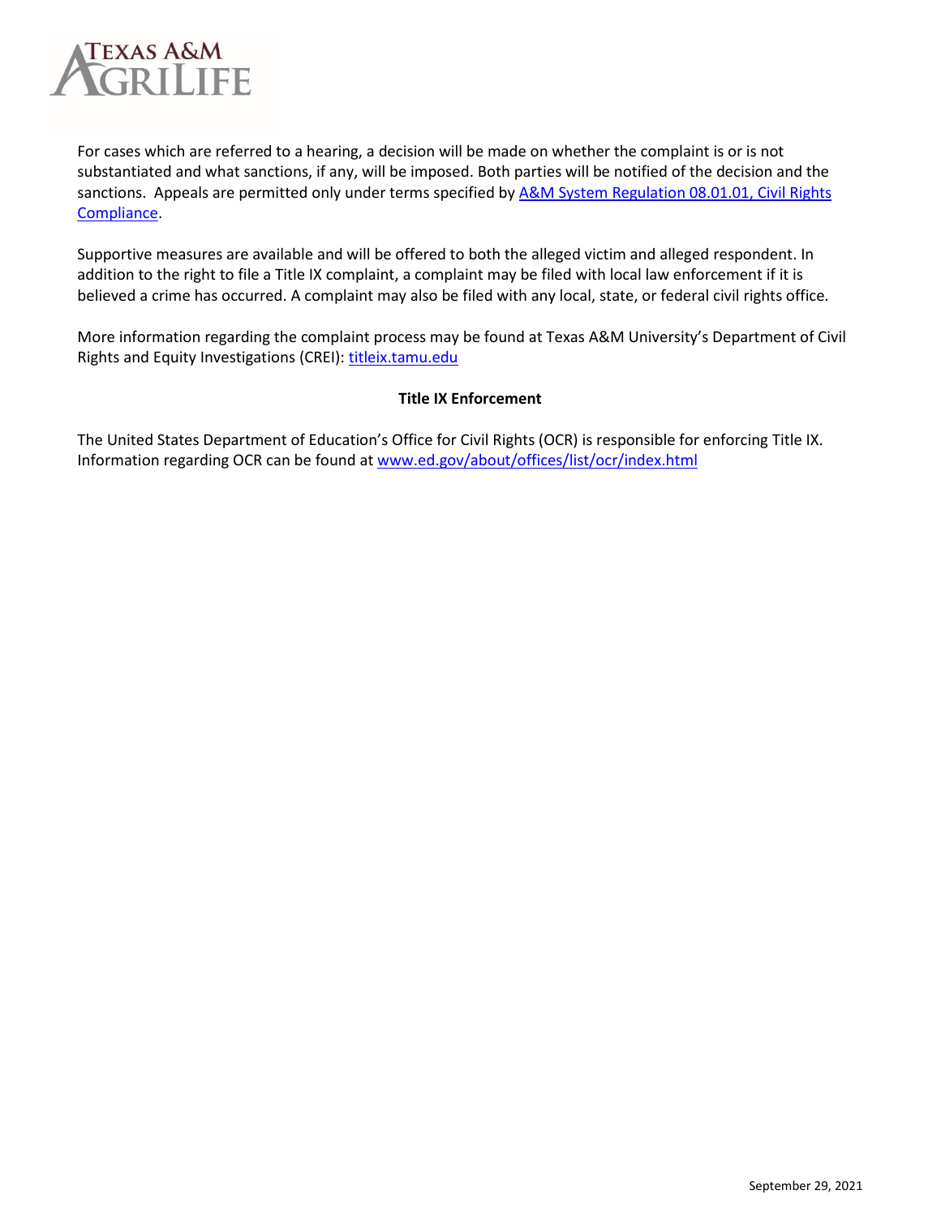For cases which are referred to a hearing, a decision will be made on whether the complaint is or is not substantiated and what sanctions, if any, will be imposed. Both parties will be notified of the decision and the sanctions. Appeals are permitted only under terms specified by [A&M System Regulation 08.01.01, Civil Rights Compliance](#).

Supportive measures are available and will be offered to both the alleged victim and alleged respondent. In addition to the right to file a Title IX complaint, a complaint may be filed with local law enforcement if it is believed a crime has occurred. A complaint may also be filed with any local, state, or federal civil rights office.

More information regarding the complaint process may be found at Texas A&M University's Department of Civil Rights and Equity Investigations (CREI): [titleix.tamu.edu](titleix.tamu.edu)

**Title IX Enforcement**

The United States Department of Education's Office for Civil Rights (OCR) is responsible for enforcing Title IX. Information regarding OCR can be found at [www.ed.gov/about/offices/list/ocr/index.html](www.ed.gov/about/offices/list/ocr/index.html)

September 29, 2021